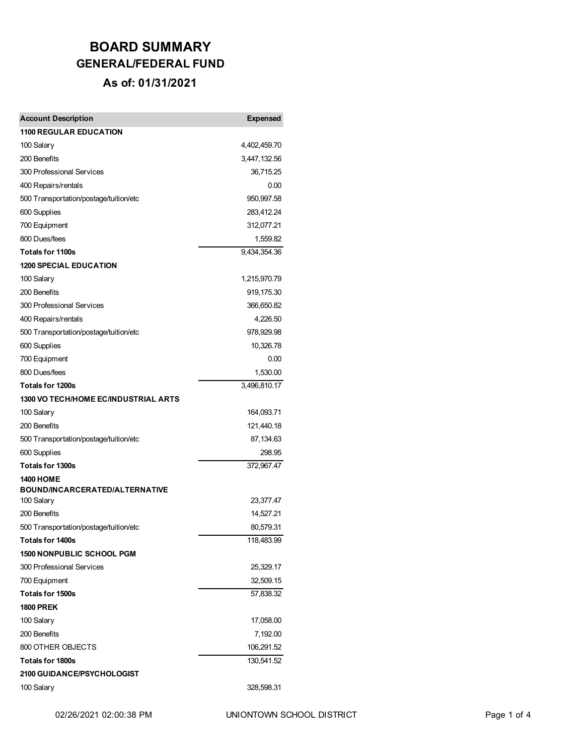# BOARD SUMMARY

## GENERAL/FEDERAL FUND

### As of: 01/31/2021

| Account Description | Expensed |
|---|---|
| **1100 REGULAR EDUCATION** | |
| 100 Salary | 4,402,459.70 |
| 200 Benefits | 3,447,132.56 |
| 300 Professional Services | 36,715.25 |
| 400 Repairs/rentals | 0.00 |
| 500 Transportation/postage/tuition/etc | 950,997.58 |
| 600 Supplies | 283,412.24 |
| 700 Equipment | 312,077.21 |
| 800 Dues/fees | 1,559.82 |
| **Totals for 1100s** | 9,434,354.36 |
| **1200 SPECIAL EDUCATION** | |
| 100 Salary | 1,215,970.79 |
| 200 Benefits | 919,175.30 |
| 300 Professional Services | 366,650.82 |
| 400 Repairs/rentals | 4,226.50 |
| 500 Transportation/postage/tuition/etc | 978,929.98 |
| 600 Supplies | 10,326.78 |
| 700 Equipment | 0.00 |
| 800 Dues/fees | 1,530.00 |
| **Totals for 1200s** | 3,496,810.17 |
| **1300 VO TECH/HOME EC/INDUSTRIAL ARTS** | |
| 100 Salary | 164,093.71 |
| 200 Benefits | 121,440.18 |
| 500 Transportation/postage/tuition/etc | 87,134.63 |
| 600 Supplies | 298.95 |
| **Totals for 1300s** | 372,967.47 |
| **1400 HOME BOUND/INCARCERATED/ALTERNATIVE** | |
| 100 Salary | 23,377.47 |
| 200 Benefits | 14,527.21 |
| 500 Transportation/postage/tuition/etc | 80,579.31 |
| **Totals for 1400s** | 118,483.99 |
| **1500 NONPUBLIC SCHOOL PGM** | |
| 300 Professional Services | 25,329.17 |
| 700 Equipment | 32,509.15 |
| **Totals for 1500s** | 57,838.32 |
| **1800 PREK** | |
| 100 Salary | 17,058.00 |
| 200 Benefits | 7,192.00 |
| 800 OTHER OBJECTS | 106,291.52 |
| **Totals for 1800s** | 130,541.52 |
| **2100 GUIDANCE/PSYCHOLOGIST** | |
| 100 Salary | 328,598.31 |

02/26/2021 02:00:38 PM UNIONTOWN SCHOOL DISTRICT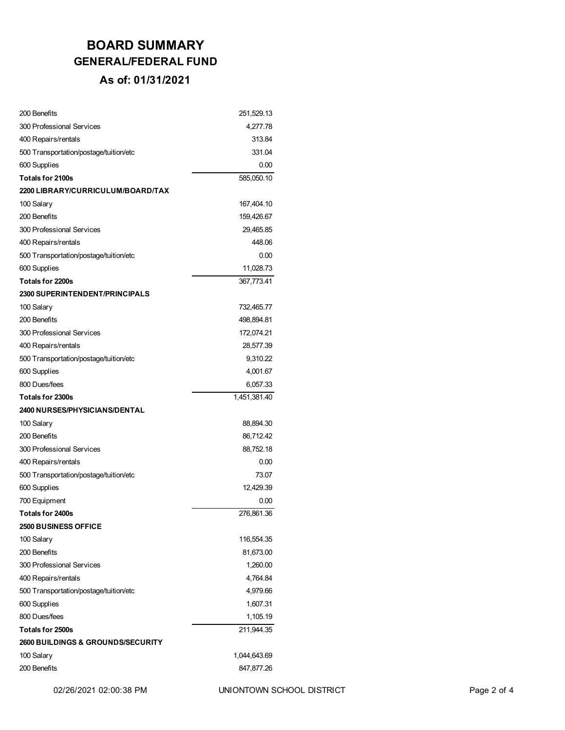# BOARD SUMMARY
## GENERAL/FEDERAL FUND
### As of: 01/31/2021

| | |
|---|---:|
| 200 Benefits | 251,529.13 |
| 300 Professional Services | 4,277.78 |
| 400 Repairs/rentals | 313.84 |
| 500 Transportation/postage/tuition/etc | 331.04 |
| 600 Supplies | 0.00 |
| **Totals for 2100s** | 585,050.10 |
| **2200 LIBRARY/CURRICULUM/BOARD/TAX** | |
| 100 Salary | 167,404.10 |
| 200 Benefits | 159,426.67 |
| 300 Professional Services | 29,465.85 |
| 400 Repairs/rentals | 448.06 |
| 500 Transportation/postage/tuition/etc | 0.00 |
| 600 Supplies | 11,028.73 |
| **Totals for 2200s** | 367,773.41 |
| **2300 SUPERINTENDENT/PRINCIPALS** | |
| 100 Salary | 732,465.77 |
| 200 Benefits | 498,894.81 |
| 300 Professional Services | 172,074.21 |
| 400 Repairs/rentals | 28,577.39 |
| 500 Transportation/postage/tuition/etc | 9,310.22 |
| 600 Supplies | 4,001.67 |
| 800 Dues/fees | 6,057.33 |
| **Totals for 2300s** | 1,451,381.40 |
| **2400 NURSES/PHYSICIANS/DENTAL** | |
| 100 Salary | 88,894.30 |
| 200 Benefits | 86,712.42 |
| 300 Professional Services | 88,752.18 |
| 400 Repairs/rentals | 0.00 |
| 500 Transportation/postage/tuition/etc | 73.07 |
| 600 Supplies | 12,429.39 |
| 700 Equipment | 0.00 |
| **Totals for 2400s** | 276,861.36 |
| **2500 BUSINESS OFFICE** | |
| 100 Salary | 116,554.35 |
| 200 Benefits | 81,673.00 |
| 300 Professional Services | 1,260.00 |
| 400 Repairs/rentals | 4,764.84 |
| 500 Transportation/postage/tuition/etc | 4,979.66 |
| 600 Supplies | 1,607.31 |
| 800 Dues/fees | 1,105.19 |
| **Totals for 2500s** | 211,944.35 |
| **2600 BUILDINGS & GROUNDS/SECURITY** | |
| 100 Salary | 1,044,643.69 |
| 200 Benefits | 847,877.26 |

02/26/2021 02:00:38 PM UNIONTOWN SCHOOL DISTRICT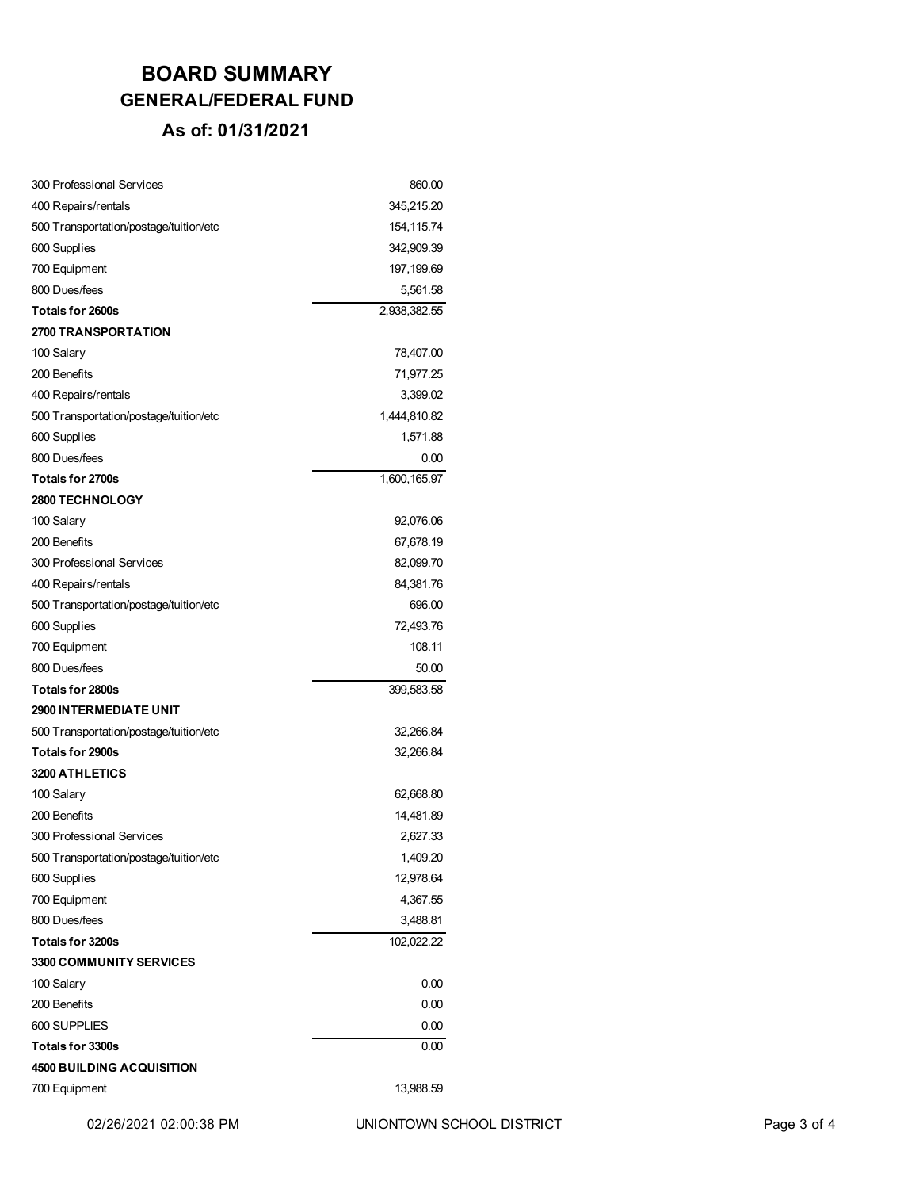# BOARD SUMMARY

## GENERAL/FEDERAL FUND

### As of: 01/31/2021

| | |
|---|---|
| 300 Professional Services | 860.00 |
| 400 Repairs/rentals | 345,215.20 |
| 500 Transportation/postage/tuition/etc | 154,115.74 |
| 600 Supplies | 342,909.39 |
| 700 Equipment | 197,199.69 |
| 800 Dues/fees | 5,561.58 |
| **Totals for 2600s** | 2,938,382.55 |
| **2700 TRANSPORTATION** | |
| 100 Salary | 78,407.00 |
| 200 Benefits | 71,977.25 |
| 400 Repairs/rentals | 3,399.02 |
| 500 Transportation/postage/tuition/etc | 1,444,810.82 |
| 600 Supplies | 1,571.88 |
| 800 Dues/fees | 0.00 |
| **Totals for 2700s** | 1,600,165.97 |
| **2800 TECHNOLOGY** | |
| 100 Salary | 92,076.06 |
| 200 Benefits | 67,678.19 |
| 300 Professional Services | 82,099.70 |
| 400 Repairs/rentals | 84,381.76 |
| 500 Transportation/postage/tuition/etc | 696.00 |
| 600 Supplies | 72,493.76 |
| 700 Equipment | 108.11 |
| 800 Dues/fees | 50.00 |
| **Totals for 2800s** | 399,583.58 |
| **2900 INTERMEDIATE UNIT** | |
| 500 Transportation/postage/tuition/etc | 32,266.84 |
| **Totals for 2900s** | 32,266.84 |
| **3200 ATHLETICS** | |
| 100 Salary | 62,668.80 |
| 200 Benefits | 14,481.89 |
| 300 Professional Services | 2,627.33 |
| 500 Transportation/postage/tuition/etc | 1,409.20 |
| 600 Supplies | 12,978.64 |
| 700 Equipment | 4,367.55 |
| 800 Dues/fees | 3,488.81 |
| **Totals for 3200s** | 102,022.22 |
| **3300 COMMUNITY SERVICES** | |
| 100 Salary | 0.00 |
| 200 Benefits | 0.00 |
| 600 SUPPLIES | 0.00 |
| **Totals for 3300s** | 0.00 |
| **4500 BUILDING ACQUISITION** | |
| 700 Equipment | 13,988.59 |

02/26/2021 02:00:38 PM UNIONTOWN SCHOOL DISTRICT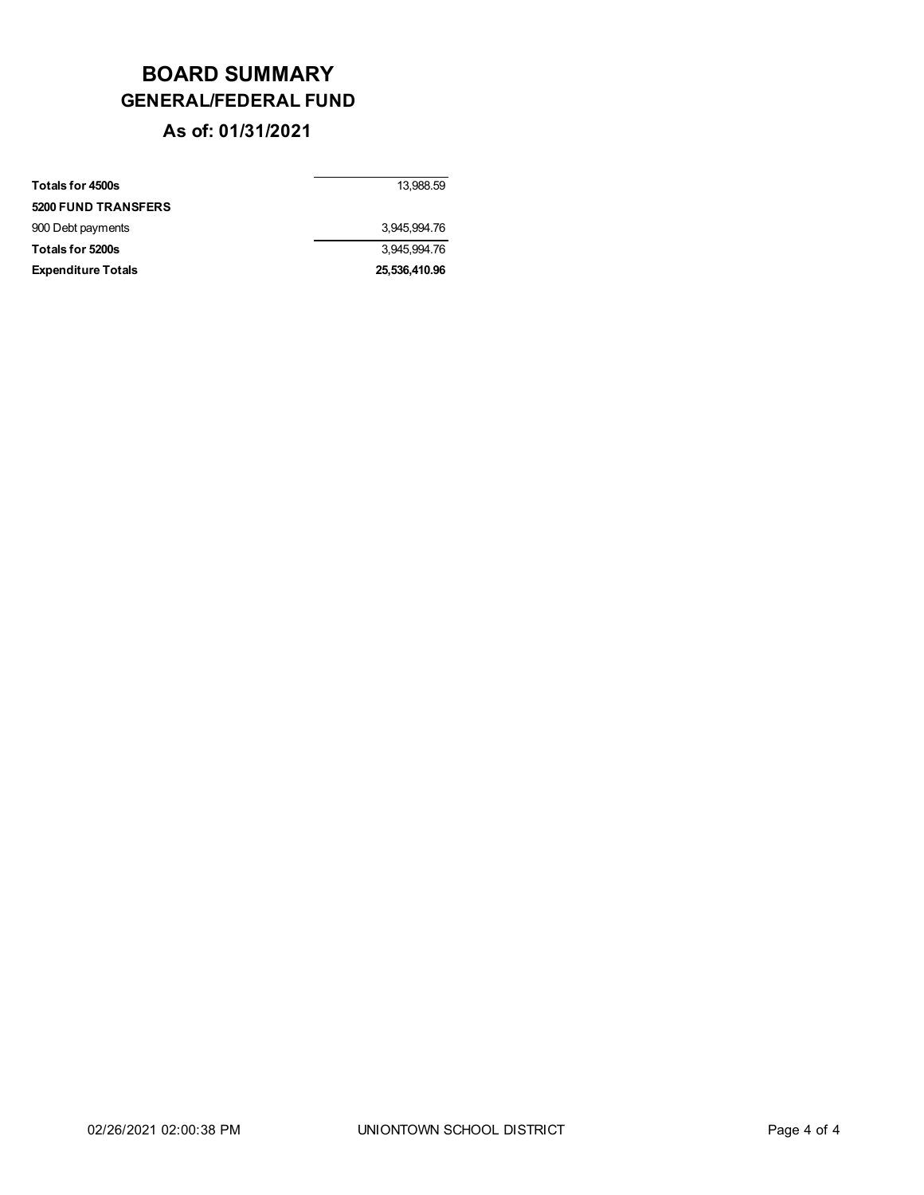# BOARD SUMMARY
## GENERAL/FEDERAL FUND
### As of: 01/31/2021

| | |
|---|---|
| **Totals for 4500s** | 13,988.59 |
| **5200 FUND TRANSFERS** | |
| 900 Debt payments | 3,945,994.76 |
| **Totals for 5200s** | 3,945,994.76 |
| **Expenditure Totals** | **25,536,410.96** |

02/26/2021 02:00:38 PM UNIONTOWN SCHOOL DISTRICT